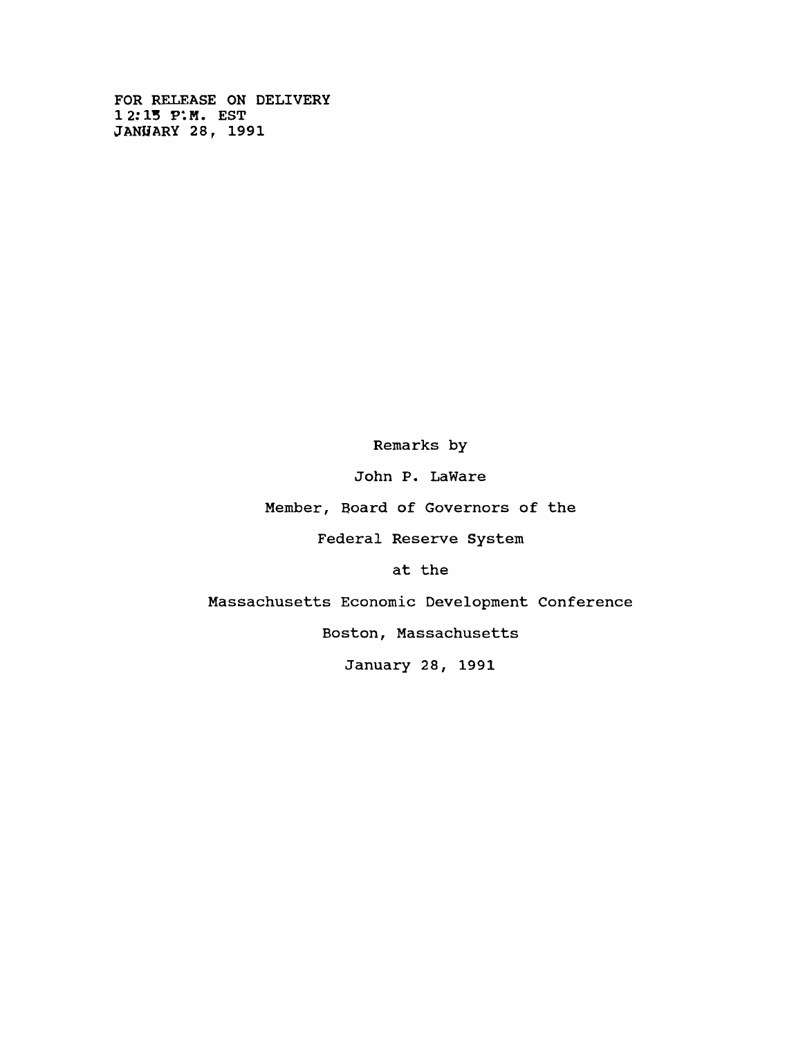FOR RELEASE ON DELIVERY
12:15 P.M. EST
JANUARY 28, 1991

Remarks by

John P. LaWare

Member, Board of Governors of the

Federal Reserve System

at the

Massachusetts Economic Development Conference

Boston, Massachusetts

January 28, 1991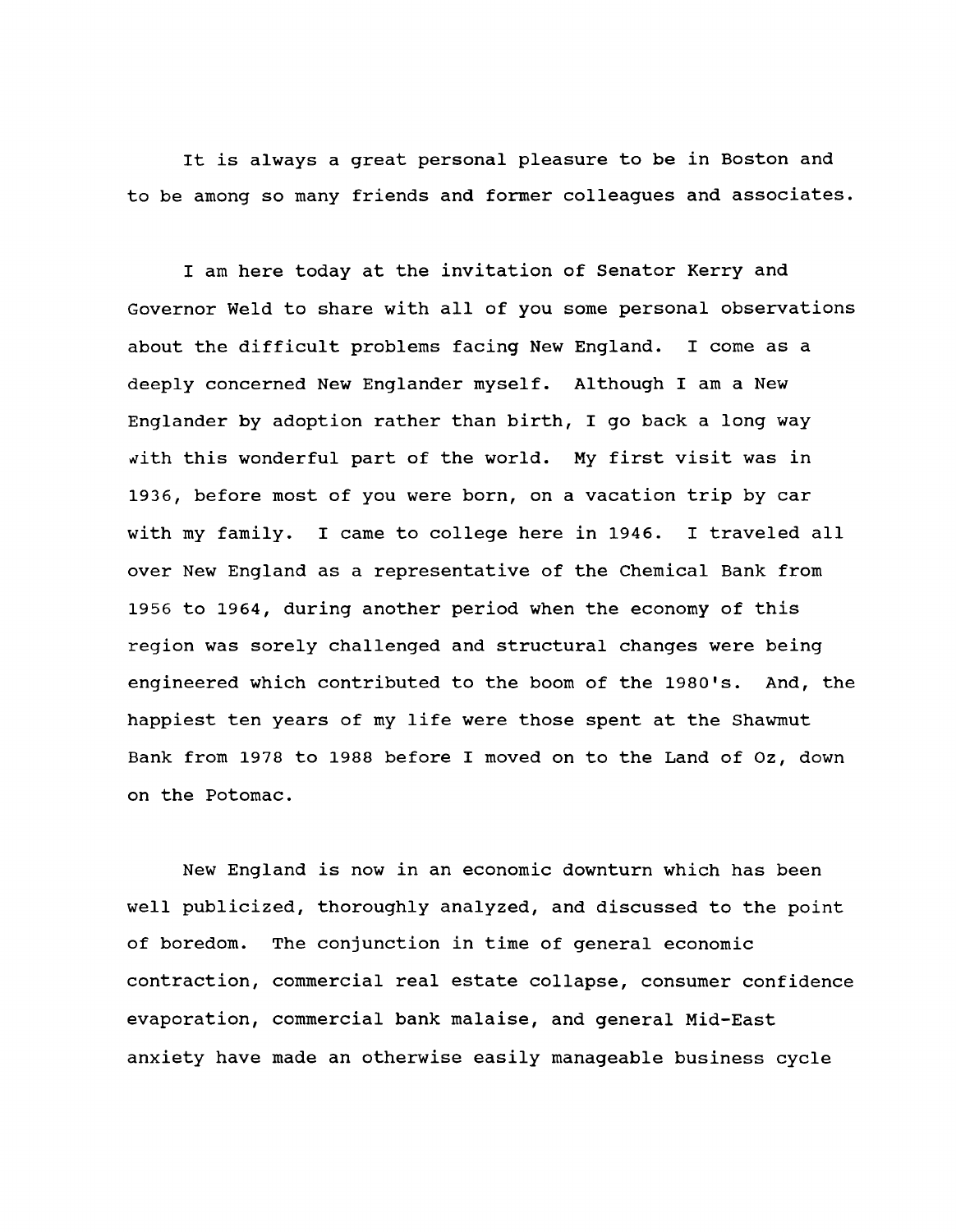It is always a great personal pleasure to be in Boston and to be among so many friends and former colleagues and associates.

I am here today at the invitation of Senator Kerry and Governor Weld to share with all of you some personal observations about the difficult problems facing New England. I come as a deeply concerned New Englander myself. Although I am a New Englander by adoption rather than birth, I go back a long way with this wonderful part of the world. My first visit was in 1936, before most of you were born, on a vacation trip by car with my family. I came to college here in 1946. I traveled all over New England as a representative of the Chemical Bank from 1956 to 1964, during another period when the economy of this region was sorely challenged and structural changes were being engineered which contributed to the boom of the 1980's. And, the happiest ten years of my life were those spent at the Shawmut Bank from 1978 to 1988 before I moved on to the Land of Oz, down on the Potomac.

New England is now in an economic downturn which has been well publicized, thoroughly analyzed, and discussed to the point of boredom. The conjunction in time of general economic contraction, commercial real estate collapse, consumer confidence evaporation, commercial bank malaise, and general Mid-East anxiety have made an otherwise easily manageable business cycle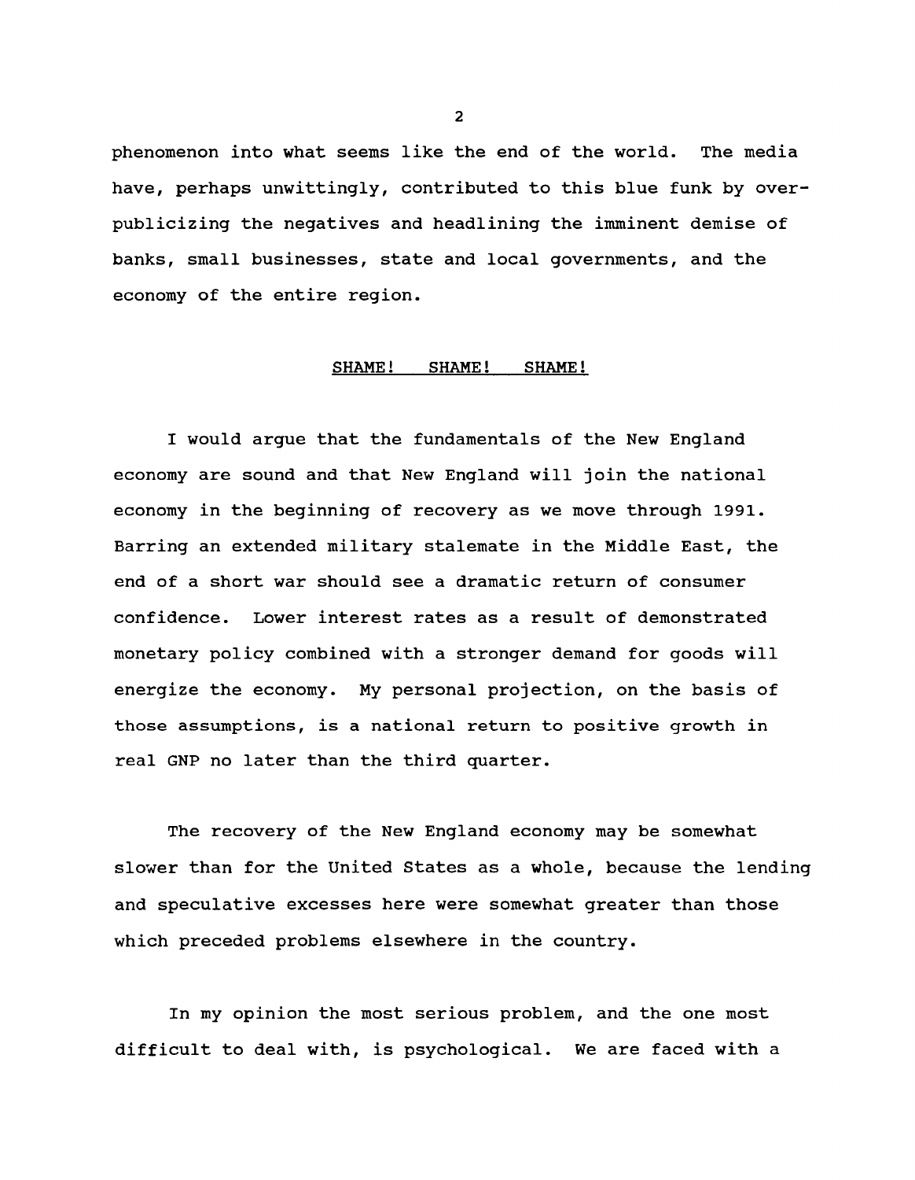phenomenon into what seems like the end of the world. The media have, perhaps unwittingly, contributed to this blue funk by over-publicizing the negatives and headlining the imminent demise of banks, small businesses, state and local governments, and the economy of the entire region.

<u>SHAME! SHAME! SHAME!</u>

I would argue that the fundamentals of the New England economy are sound and that New England will join the national economy in the beginning of recovery as we move through 1991. Barring an extended military stalemate in the Middle East, the end of a short war should see a dramatic return of consumer confidence. Lower interest rates as a result of demonstrated monetary policy combined with a stronger demand for goods will energize the economy. My personal projection, on the basis of those assumptions, is a national return to positive growth in real GNP no later than the third quarter.

The recovery of the New England economy may be somewhat slower than for the United States as a whole, because the lending and speculative excesses here were somewhat greater than those which preceded problems elsewhere in the country.

In my opinion the most serious problem, and the one most difficult to deal with, is psychological. We are faced with a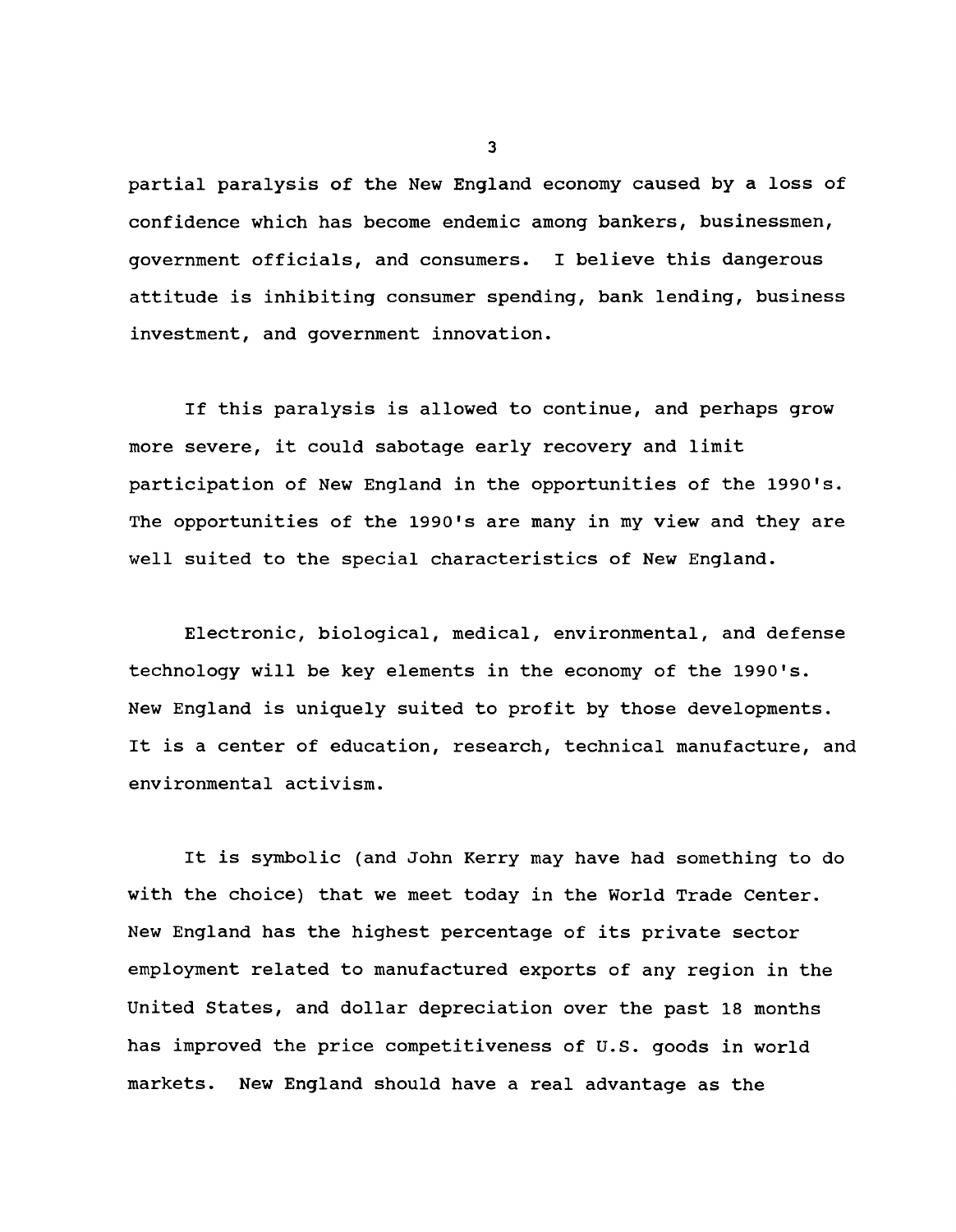partial paralysis of the New England economy caused by a loss of confidence which has become endemic among bankers, businessmen, government officials, and consumers. I believe this dangerous attitude is inhibiting consumer spending, bank lending, business investment, and government innovation.

If this paralysis is allowed to continue, and perhaps grow more severe, it could sabotage early recovery and limit participation of New England in the opportunities of the 1990's. The opportunities of the 1990's are many in my view and they are well suited to the special characteristics of New England.

Electronic, biological, medical, environmental, and defense technology will be key elements in the economy of the 1990's. New England is uniquely suited to profit by those developments. It is a center of education, research, technical manufacture, and environmental activism.

It is symbolic (and John Kerry may have had something to do with the choice) that we meet today in the World Trade Center. New England has the highest percentage of its private sector employment related to manufactured exports of any region in the United States, and dollar depreciation over the past 18 months has improved the price competitiveness of U.S. goods in world markets. New England should have a real advantage as the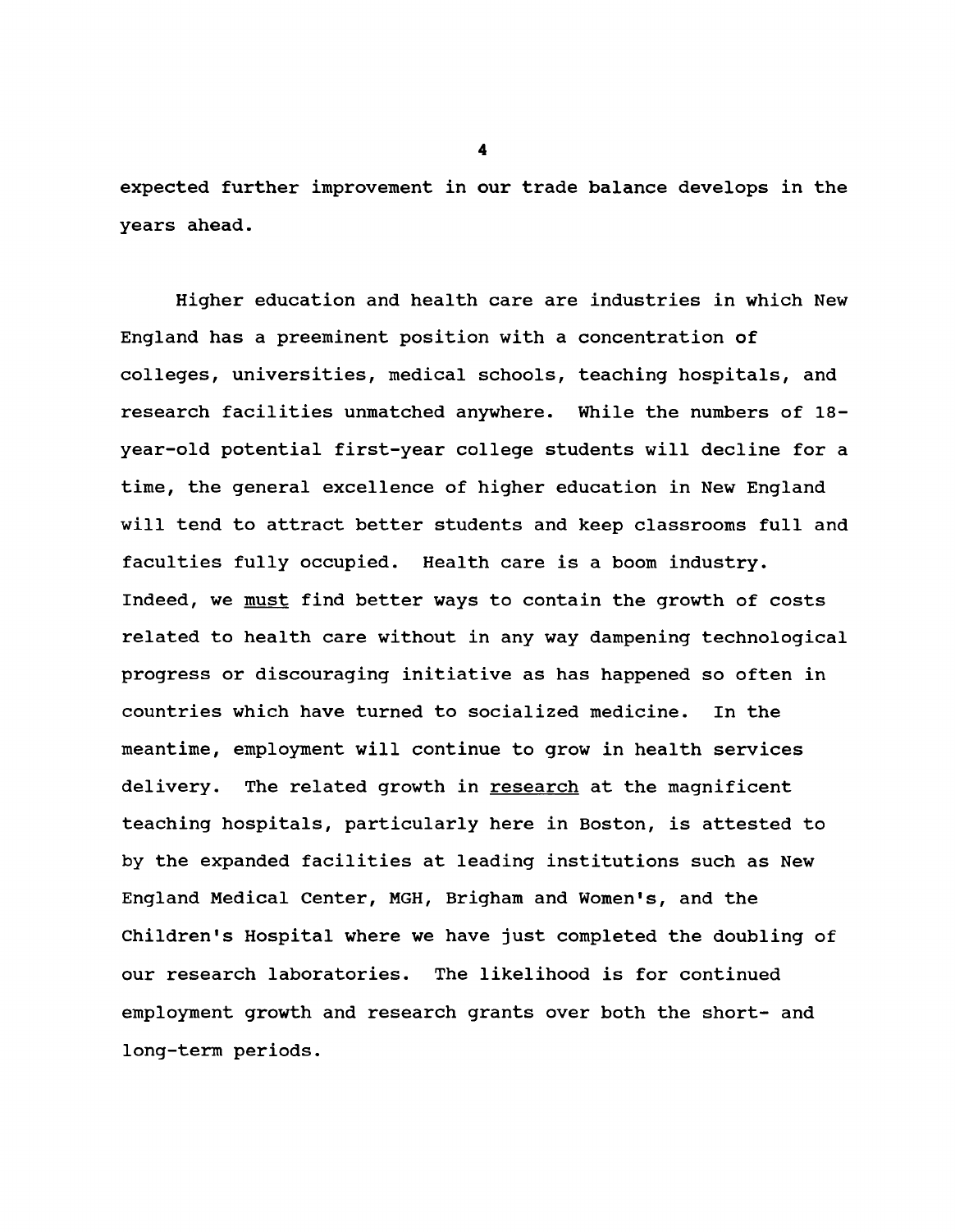expected further improvement in our trade balance develops in the years ahead.

Higher education and health care are industries in which New England has a preeminent position with a concentration of colleges, universities, medical schools, teaching hospitals, and research facilities unmatched anywhere. While the numbers of 18-year-old potential first-year college students will decline for a time, the general excellence of higher education in New England will tend to attract better students and keep classrooms full and faculties fully occupied. Health care is a boom industry. Indeed, we <u>must</u> find better ways to contain the growth of costs related to health care without in any way dampening technological progress or discouraging initiative as has happened so often in countries which have turned to socialized medicine. In the meantime, employment will continue to grow in health services delivery. The related growth in <u>research</u> at the magnificent teaching hospitals, particularly here in Boston, is attested to by the expanded facilities at leading institutions such as New England Medical Center, MGH, Brigham and Women's, and the Children's Hospital where we have just completed the doubling of our research laboratories. The likelihood is for continued employment growth and research grants over both the short- and long-term periods.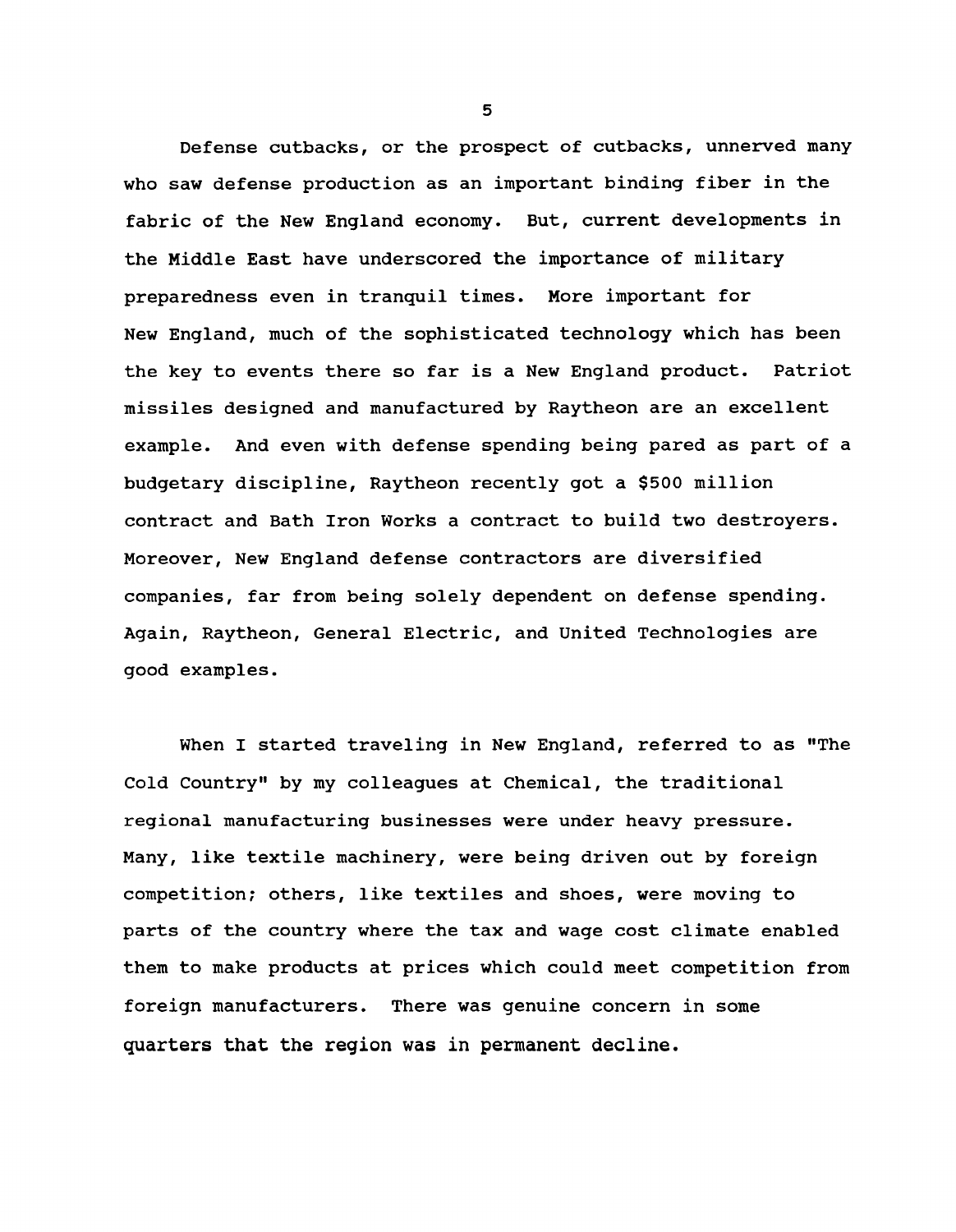Defense cutbacks, or the prospect of cutbacks, unnerved many who saw defense production as an important binding fiber in the fabric of the New England economy. But, current developments in the Middle East have underscored the importance of military preparedness even in tranquil times. More important for New England, much of the sophisticated technology which has been the key to events there so far is a New England product. Patriot missiles designed and manufactured by Raytheon are an excellent example. And even with defense spending being pared as part of a budgetary discipline, Raytheon recently got a $500 million contract and Bath Iron Works a contract to build two destroyers. Moreover, New England defense contractors are diversified companies, far from being solely dependent on defense spending. Again, Raytheon, General Electric, and United Technologies are good examples.

When I started traveling in New England, referred to as "The Cold Country" by my colleagues at Chemical, the traditional regional manufacturing businesses were under heavy pressure. Many, like textile machinery, were being driven out by foreign competition; others, like textiles and shoes, were moving to parts of the country where the tax and wage cost climate enabled them to make products at prices which could meet competition from foreign manufacturers. There was genuine concern in some quarters that the region was in permanent decline.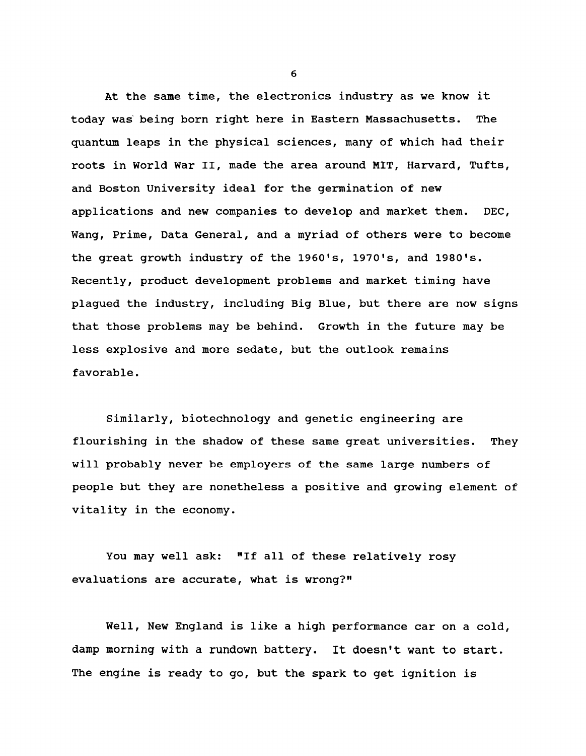At the same time, the electronics industry as we know it today was being born right here in Eastern Massachusetts. The quantum leaps in the physical sciences, many of which had their roots in World War II, made the area around MIT, Harvard, Tufts, and Boston University ideal for the germination of new applications and new companies to develop and market them. DEC, Wang, Prime, Data General, and a myriad of others were to become the great growth industry of the 1960's, 1970's, and 1980's. Recently, product development problems and market timing have plagued the industry, including Big Blue, but there are now signs that those problems may be behind. Growth in the future may be less explosive and more sedate, but the outlook remains favorable.

Similarly, biotechnology and genetic engineering are flourishing in the shadow of these same great universities. They will probably never be employers of the same large numbers of people but they are nonetheless a positive and growing element of vitality in the economy.

You may well ask: "If all of these relatively rosy evaluations are accurate, what is wrong?"

Well, New England is like a high performance car on a cold, damp morning with a rundown battery. It doesn't want to start. The engine is ready to go, but the spark to get ignition is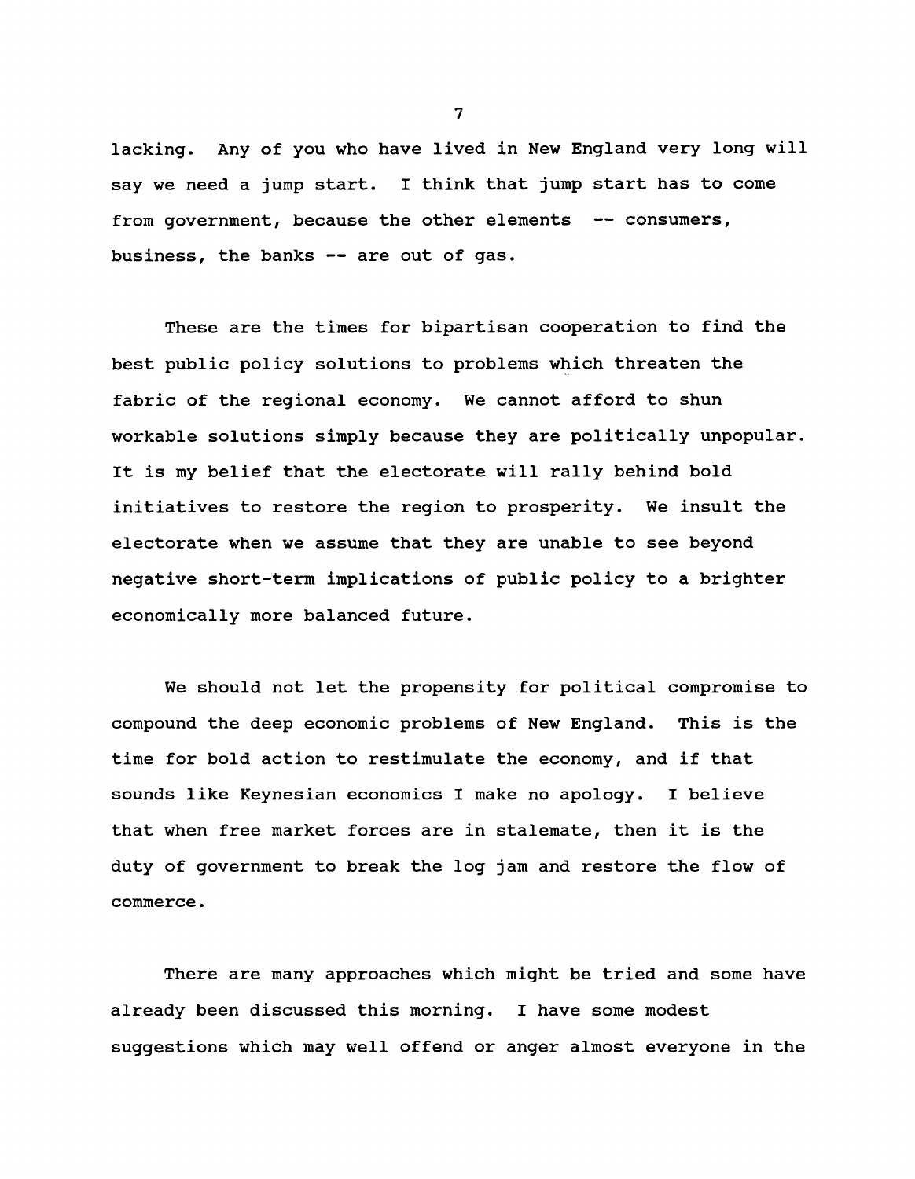lacking. Any of you who have lived in New England very long will say we need a jump start. I think that jump start has to come from government, because the other elements -- consumers, business, the banks -- are out of gas.

These are the times for bipartisan cooperation to find the best public policy solutions to problems which threaten the fabric of the regional economy. We cannot afford to shun workable solutions simply because they are politically unpopular. It is my belief that the electorate will rally behind bold initiatives to restore the region to prosperity. We insult the electorate when we assume that they are unable to see beyond negative short-term implications of public policy to a brighter economically more balanced future.

We should not let the propensity for political compromise to compound the deep economic problems of New England. This is the time for bold action to restimulate the economy, and if that sounds like Keynesian economics I make no apology. I believe that when free market forces are in stalemate, then it is the duty of government to break the log jam and restore the flow of commerce.

There are many approaches which might be tried and some have already been discussed this morning. I have some modest suggestions which may well offend or anger almost everyone in the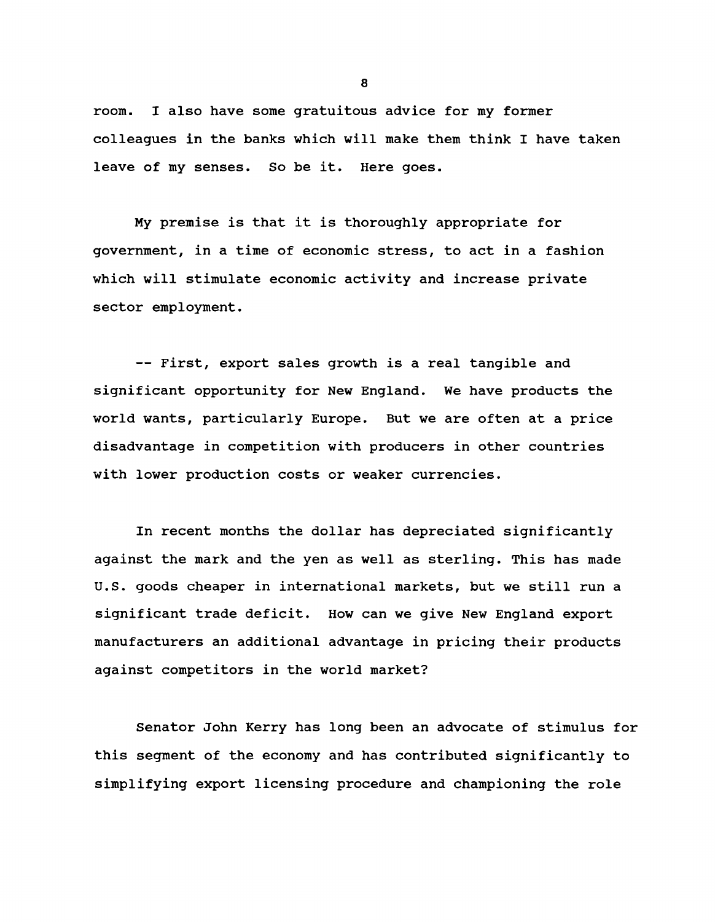room. I also have some gratuitous advice for my former colleagues in the banks which will make them think I have taken leave of my senses. So be it. Here goes.

My premise is that it is thoroughly appropriate for government, in a time of economic stress, to act in a fashion which will stimulate economic activity and increase private sector employment.

-- First, export sales growth is a real tangible and significant opportunity for New England. We have products the world wants, particularly Europe. But we are often at a price disadvantage in competition with producers in other countries with lower production costs or weaker currencies.

In recent months the dollar has depreciated significantly against the mark and the yen as well as sterling. This has made U.S. goods cheaper in international markets, but we still run a significant trade deficit. How can we give New England export manufacturers an additional advantage in pricing their products against competitors in the world market?

Senator John Kerry has long been an advocate of stimulus for this segment of the economy and has contributed significantly to simplifying export licensing procedure and championing the role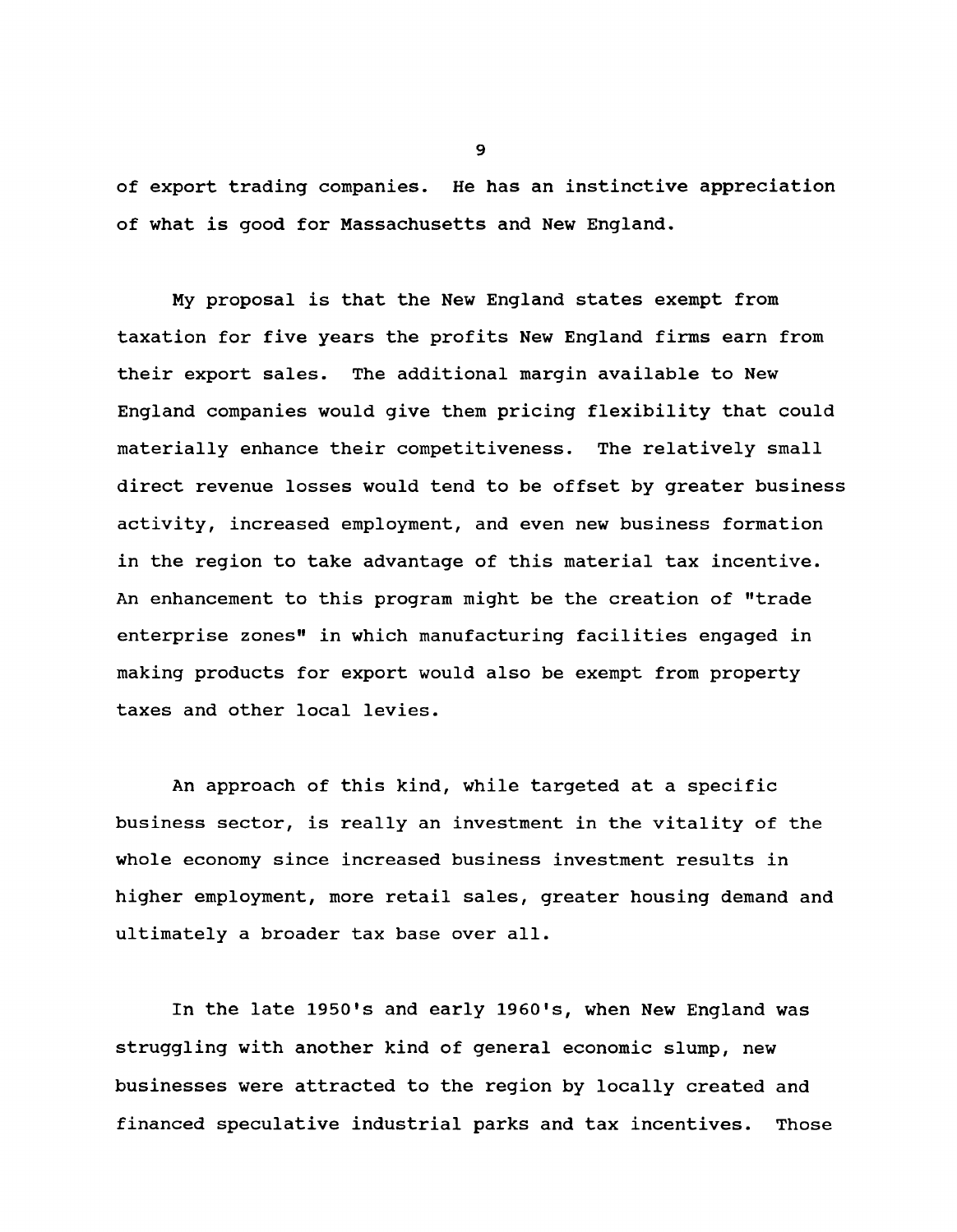of export trading companies. He has an instinctive appreciation of what is good for Massachusetts and New England.

My proposal is that the New England states exempt from taxation for five years the profits New England firms earn from their export sales. The additional margin available to New England companies would give them pricing flexibility that could materially enhance their competitiveness. The relatively small direct revenue losses would tend to be offset by greater business activity, increased employment, and even new business formation in the region to take advantage of this material tax incentive. An enhancement to this program might be the creation of "trade enterprise zones" in which manufacturing facilities engaged in making products for export would also be exempt from property taxes and other local levies.

An approach of this kind, while targeted at a specific business sector, is really an investment in the vitality of the whole economy since increased business investment results in higher employment, more retail sales, greater housing demand and ultimately a broader tax base over all.

In the late 1950's and early 1960's, when New England was struggling with another kind of general economic slump, new businesses were attracted to the region by locally created and financed speculative industrial parks and tax incentives. Those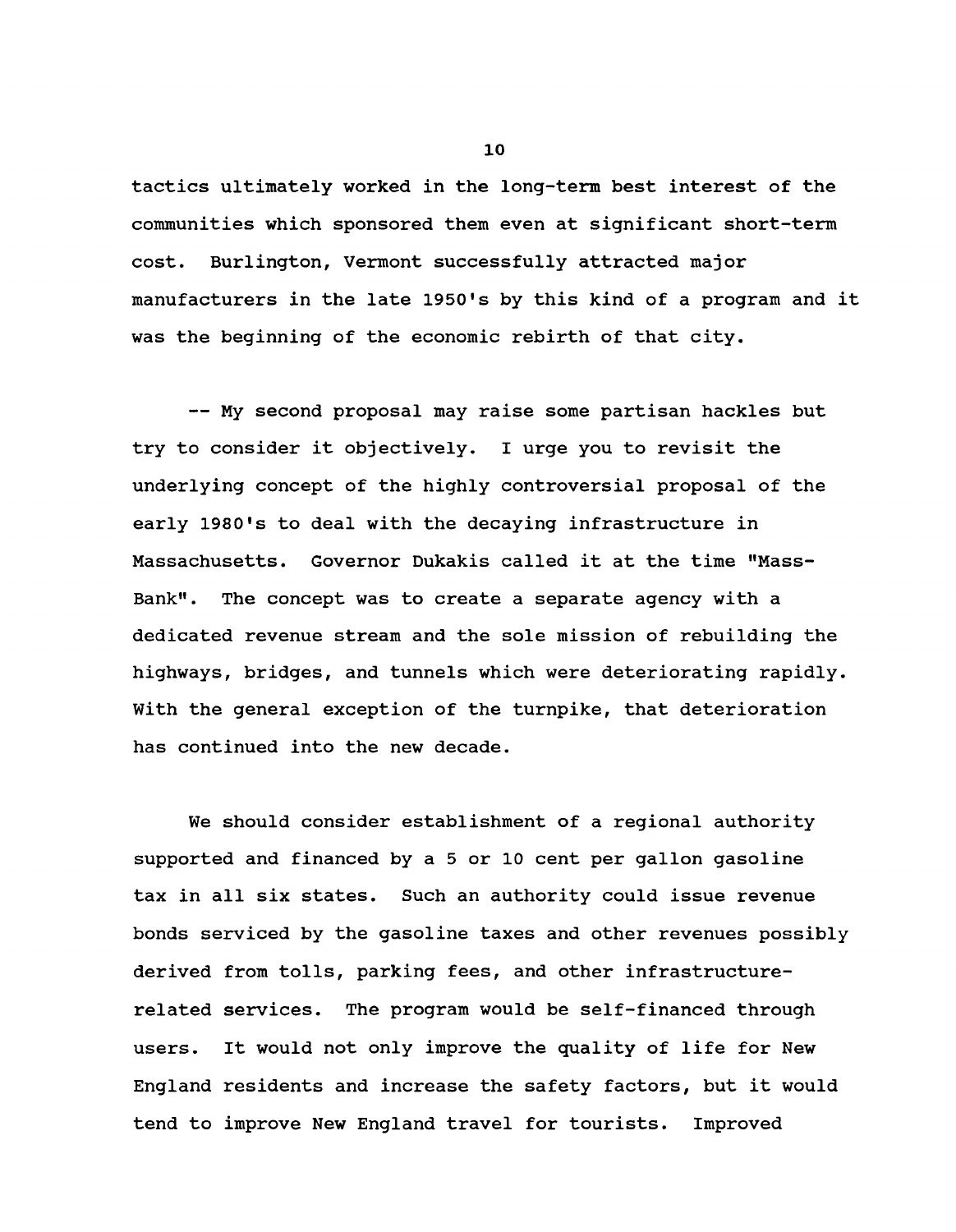tactics ultimately worked in the long-term best interest of the communities which sponsored them even at significant short-term cost. Burlington, Vermont successfully attracted major manufacturers in the late 1950's by this kind of a program and it was the beginning of the economic rebirth of that city.

-- My second proposal may raise some partisan hackles but try to consider it objectively. I urge you to revisit the underlying concept of the highly controversial proposal of the early 1980's to deal with the decaying infrastructure in Massachusetts. Governor Dukakis called it at the time "Mass-Bank". The concept was to create a separate agency with a dedicated revenue stream and the sole mission of rebuilding the highways, bridges, and tunnels which were deteriorating rapidly. With the general exception of the turnpike, that deterioration has continued into the new decade.

We should consider establishment of a regional authority supported and financed by a 5 or 10 cent per gallon gasoline tax in all six states. Such an authority could issue revenue bonds serviced by the gasoline taxes and other revenues possibly derived from tolls, parking fees, and other infrastructure-related services. The program would be self-financed through users. It would not only improve the quality of life for New England residents and increase the safety factors, but it would tend to improve New England travel for tourists. Improved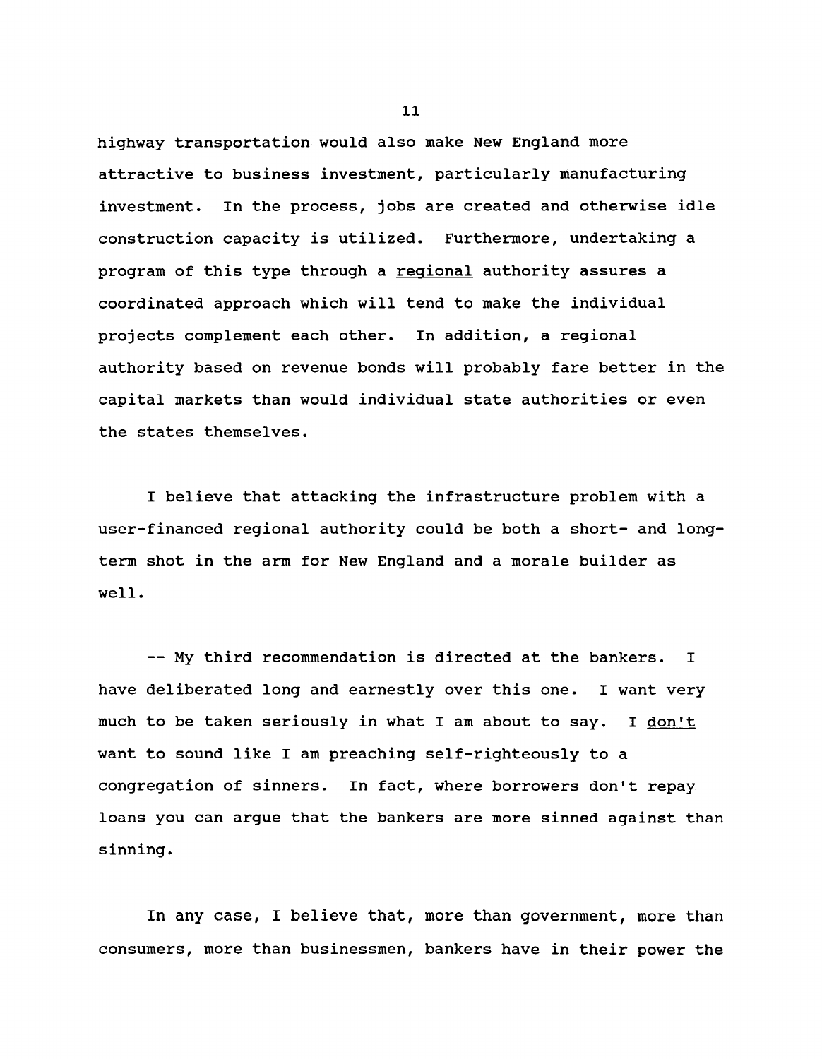highway transportation would also make New England more attractive to business investment, particularly manufacturing investment. In the process, jobs are created and otherwise idle construction capacity is utilized. Furthermore, undertaking a program of this type through a <u>regional</u> authority assures a coordinated approach which will tend to make the individual projects complement each other. In addition, a regional authority based on revenue bonds will probably fare better in the capital markets than would individual state authorities or even the states themselves.

I believe that attacking the infrastructure problem with a user-financed regional authority could be both a short- and long-term shot in the arm for New England and a morale builder as well.

-- My third recommendation is directed at the bankers. I have deliberated long and earnestly over this one. I want very much to be taken seriously in what I am about to say. I <u>don't</u> want to sound like I am preaching self-righteously to a congregation of sinners. In fact, where borrowers don't repay loans you can argue that the bankers are more sinned against than sinning.

In any case, I believe that, more than government, more than consumers, more than businessmen, bankers have in their power the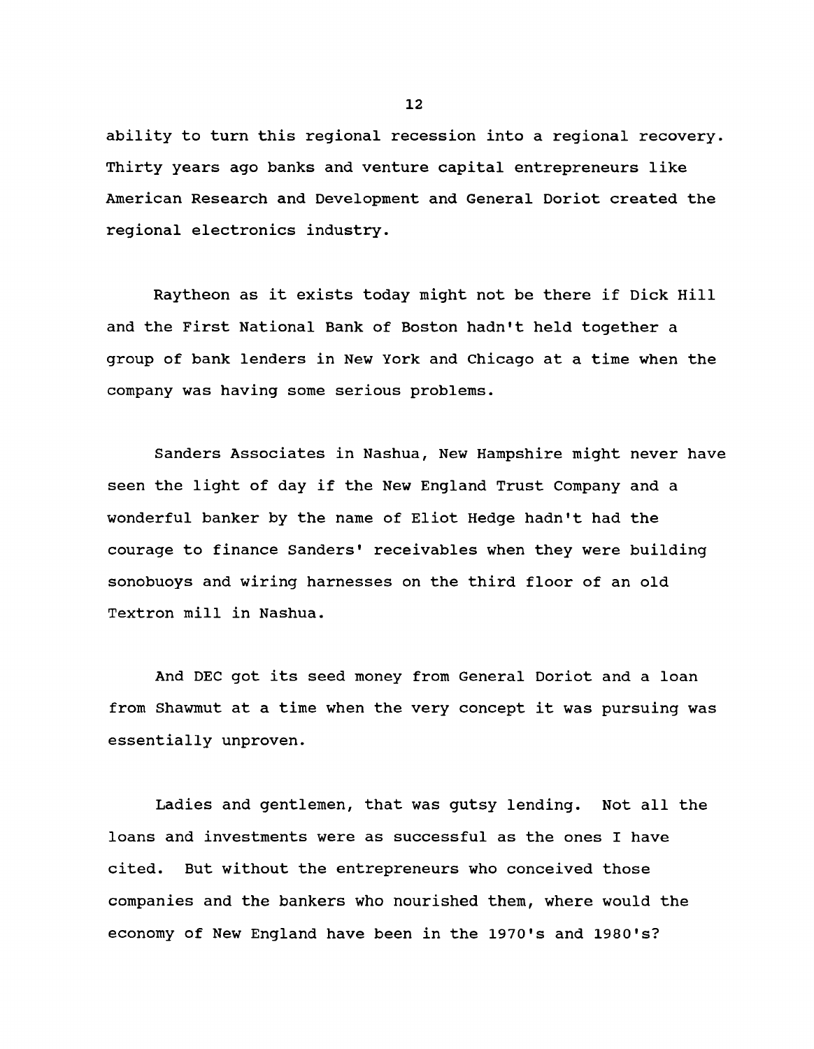ability to turn this regional recession into a regional recovery. Thirty years ago banks and venture capital entrepreneurs like American Research and Development and General Doriot created the regional electronics industry.

Raytheon as it exists today might not be there if Dick Hill and the First National Bank of Boston hadn't held together a group of bank lenders in New York and Chicago at a time when the company was having some serious problems.

Sanders Associates in Nashua, New Hampshire might never have seen the light of day if the New England Trust Company and a wonderful banker by the name of Eliot Hedge hadn't had the courage to finance Sanders' receivables when they were building sonobuoys and wiring harnesses on the third floor of an old Textron mill in Nashua.

And DEC got its seed money from General Doriot and a loan from Shawmut at a time when the very concept it was pursuing was essentially unproven.

Ladies and gentlemen, that was gutsy lending. Not all the loans and investments were as successful as the ones I have cited. But without the entrepreneurs who conceived those companies and the bankers who nourished them, where would the economy of New England have been in the 1970's and 1980's?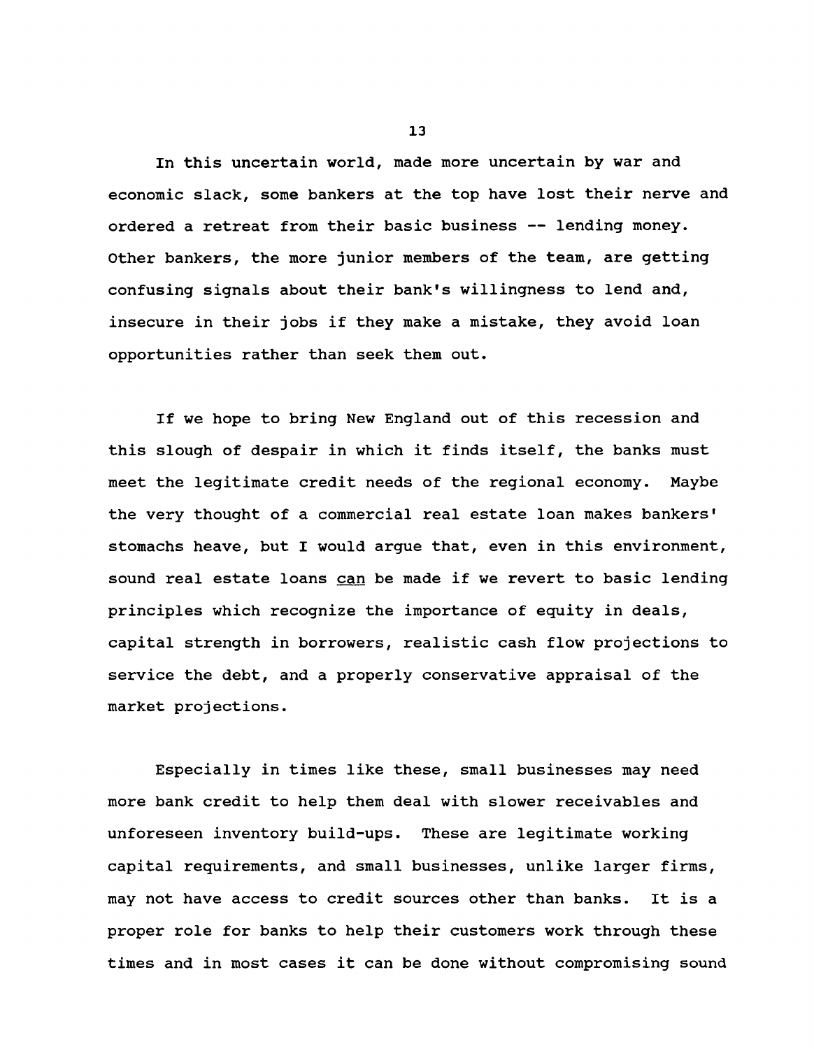In this uncertain world, made more uncertain by war and economic slack, some bankers at the top have lost their nerve and ordered a retreat from their basic business -- lending money. Other bankers, the more junior members of the team, are getting confusing signals about their bank's willingness to lend and, insecure in their jobs if they make a mistake, they avoid loan opportunities rather than seek them out.

If we hope to bring New England out of this recession and this slough of despair in which it finds itself, the banks must meet the legitimate credit needs of the regional economy. Maybe the very thought of a commercial real estate loan makes bankers' stomachs heave, but I would argue that, even in this environment, sound real estate loans <u>can</u> be made if we revert to basic lending principles which recognize the importance of equity in deals, capital strength in borrowers, realistic cash flow projections to service the debt, and a properly conservative appraisal of the market projections.

Especially in times like these, small businesses may need more bank credit to help them deal with slower receivables and unforeseen inventory build-ups. These are legitimate working capital requirements, and small businesses, unlike larger firms, may not have access to credit sources other than banks. It is a proper role for banks to help their customers work through these times and in most cases it can be done without compromising sound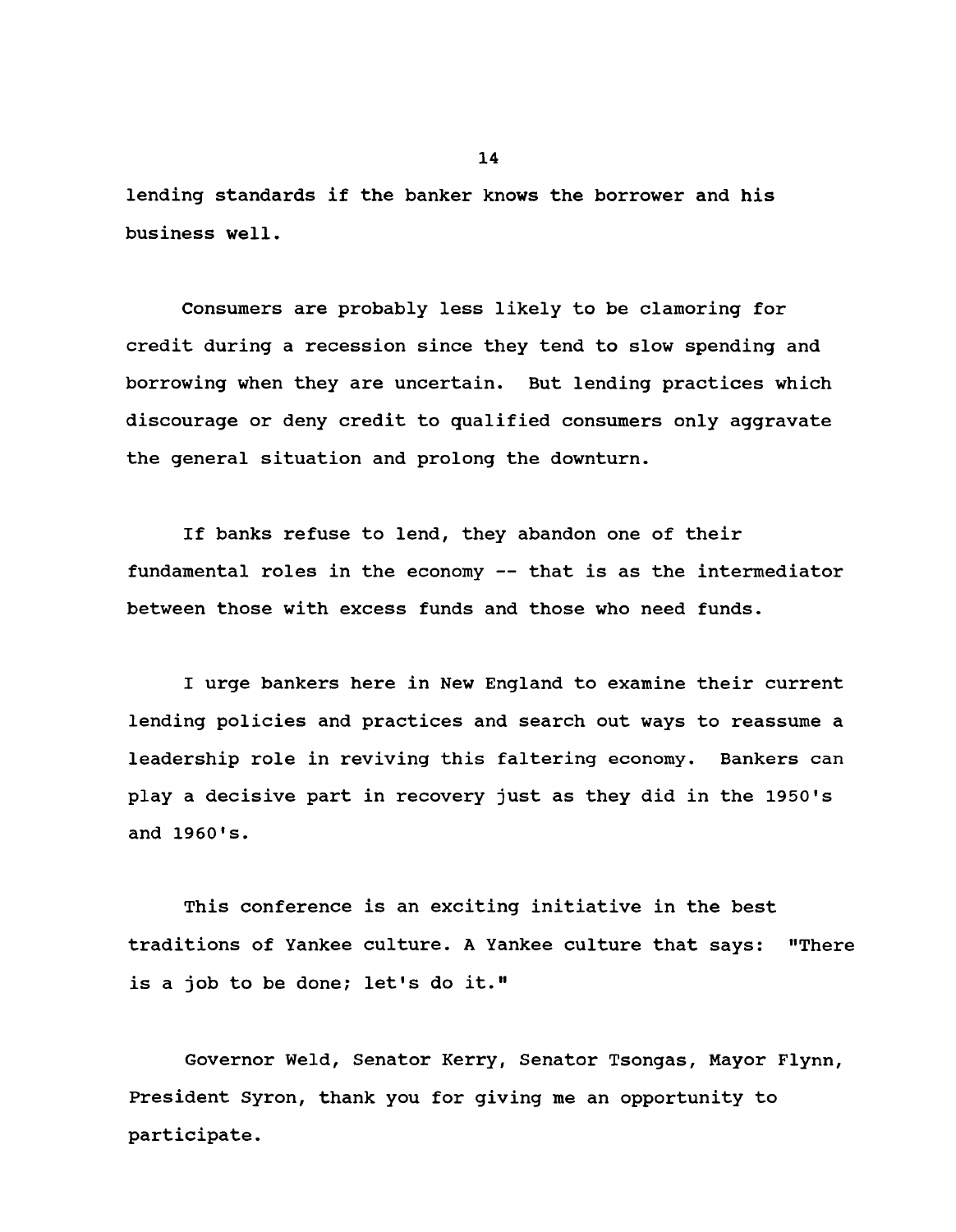lending standards if the banker knows the borrower and his business well.

Consumers are probably less likely to be clamoring for credit during a recession since they tend to slow spending and borrowing when they are uncertain. But lending practices which discourage or deny credit to qualified consumers only aggravate the general situation and prolong the downturn.

If banks refuse to lend, they abandon one of their fundamental roles in the economy -- that is as the intermediator between those with excess funds and those who need funds.

I urge bankers here in New England to examine their current lending policies and practices and search out ways to reassume a leadership role in reviving this faltering economy. Bankers can play a decisive part in recovery just as they did in the 1950's and 1960's.

This conference is an exciting initiative in the best traditions of Yankee culture. A Yankee culture that says: "There is a job to be done; let's do it."

Governor Weld, Senator Kerry, Senator Tsongas, Mayor Flynn, President Syron, thank you for giving me an opportunity to participate.